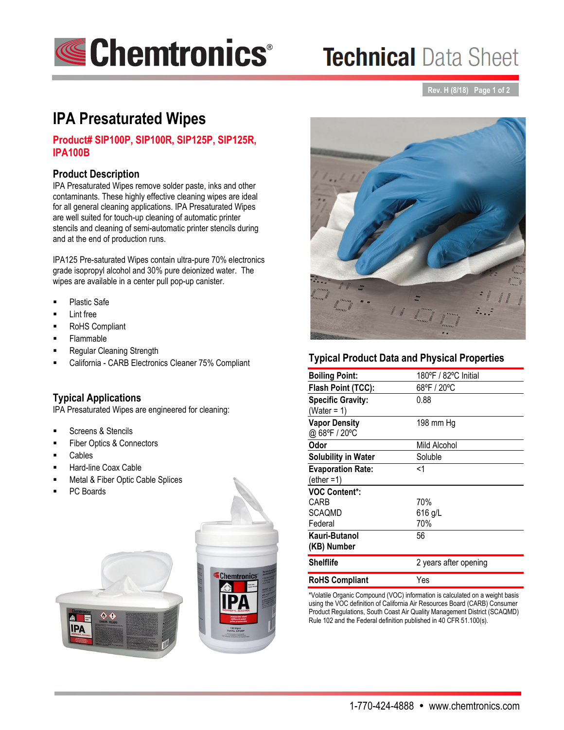# IPA Presaturated Wipes

**Product# SIP100P, SIP100R, SIP125P, SIP125R, IPA100B**

## Product Description

IPA Presaturated Wipes remove solder paste, inks and other contaminants. These highly effective cleaning wipes are ideal for all general cleaning applications. IPA Presaturated Wipes are well suited for touch-up cleaning of automatic printer stencils and cleaning of semi-automatic printer stencils during and at the end of production runs.

IPA125 Pre-saturated Wipes contain ultra-pure 70% electronics grade isopropyl alcohol and 30% pure deionized water. The wipes are available in a center pull pop-up canister.

- Plastic Safe
- Lint free
- RoHS Compliant
- Flammable
- Regular Cleaning Strength
- California - CARB Electronics Cleaner 75% Compliant

## Typical Applications

IPA Presaturated Wipes are engineered for cleaning:

- Screens & Stencils
- Fiber Optics & Connectors
- Cables
- Hard-line Coax Cable
- Metal & Fiber Optic Cable Splices
- PC Boards

## Typical Product Data and Physical Properties

| | |
|---|---|
| **Boiling Point:** | 180ºF / 82ºC Initial |
| **Flash Point (TCC):** | 68ºF / 20ºC |
| **Specific Gravity:** (Water = 1) | 0.88 |
| **Vapor Density** @ 68ºF / 20ºC | 198 mm Hg |
| **Odor** | Mild Alcohol |
| **Solubility in Water** | Soluble |
| **Evaporation Rate:** (ether =1) | <1 |
| **VOC Content*:** | |
| CARB | 70% |
| SCAQMD | 616 g/L |
| Federal | 70% |
| **Kauri-Butanol (KB) Number** | 56 |
| **Shelflife** | 2 years after opening |
| **RoHS Compliant** | Yes |

*Volatile Organic Compound (VOC) information is calculated on a weight basis using the VOC definition of California Air Resources Board (CARB) Consumer Product Regulations, South Coast Air Quality Management District (SCAQMD) Rule 102 and the Federal definition published in 40 CFR 51.100(s).

1-770-424-4888 • www.chemtronics.com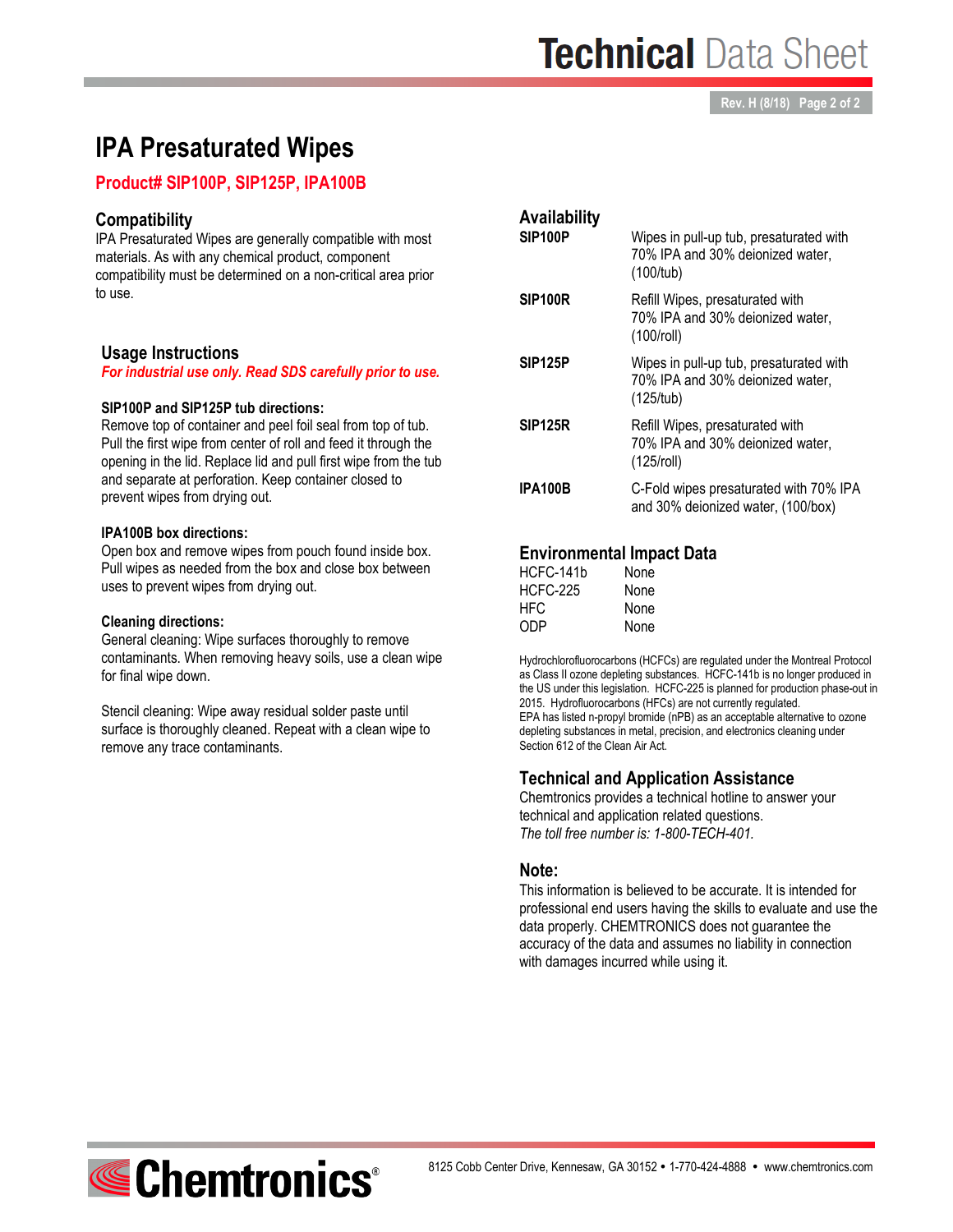# IPA Presaturated Wipes

**Product# SIP100P, SIP125P, IPA100B**

## Compatibility

IPA Presaturated Wipes are generally compatible with most materials. As with any chemical product, component compatibility must be determined on a non-critical area prior to use.

## Usage Instructions

***For industrial use only. Read SDS carefully prior to use.***

**SIP100P and SIP125P tub directions:**

Remove top of container and peel foil seal from top of tub. Pull the first wipe from center of roll and feed it through the opening in the lid. Replace lid and pull first wipe from the tub and separate at perforation. Keep container closed to prevent wipes from drying out.

**IPA100B box directions:**

Open box and remove wipes from pouch found inside box. Pull wipes as needed from the box and close box between uses to prevent wipes from drying out.

**Cleaning directions:**

General cleaning: Wipe surfaces thoroughly to remove contaminants. When removing heavy soils, use a clean wipe for final wipe down.

Stencil cleaning: Wipe away residual solder paste until surface is thoroughly cleaned. Repeat with a clean wipe to remove any trace contaminants.

## Availability

| | |
|---|---|
| **SIP100P** | Wipes in pull-up tub, presaturated with 70% IPA and 30% deionized water, (100/tub) |
| **SIP100R** | Refill Wipes, presaturated with 70% IPA and 30% deionized water, (100/roll) |
| **SIP125P** | Wipes in pull-up tub, presaturated with 70% IPA and 30% deionized water, (125/tub) |
| **SIP125R** | Refill Wipes, presaturated with 70% IPA and 30% deionized water, (125/roll) |
| **IPA100B** | C-Fold wipes presaturated with 70% IPA and 30% deionized water, (100/box) |

## Environmental Impact Data

| | |
|---|---|
| HCFC-141b | None |
| HCFC-225 | None |
| HFC | None |
| ODP | None |

Hydrochlorofluorocarbons (HCFCs) are regulated under the Montreal Protocol as Class II ozone depleting substances. HCFC-141b is no longer produced in the US under this legislation. HCFC-225 is planned for production phase-out in 2015. Hydrofluorocarbons (HFCs) are not currently regulated.
EPA has listed n-propyl bromide (nPB) as an acceptable alternative to ozone depleting substances in metal, precision, and electronics cleaning under Section 612 of the Clean Air Act.

## Technical and Application Assistance

Chemtronics provides a technical hotline to answer your technical and application related questions.
*The toll free number is: 1-800-TECH-401.*

## Note:

This information is believed to be accurate. It is intended for professional end users having the skills to evaluate and use the data properly. CHEMTRONICS does not guarantee the accuracy of the data and assumes no liability in connection with damages incurred while using it.

Chemtronics®

8125 Cobb Center Drive, Kennesaw, GA 30152 • 1-770-424-4888 • www.chemtronics.com